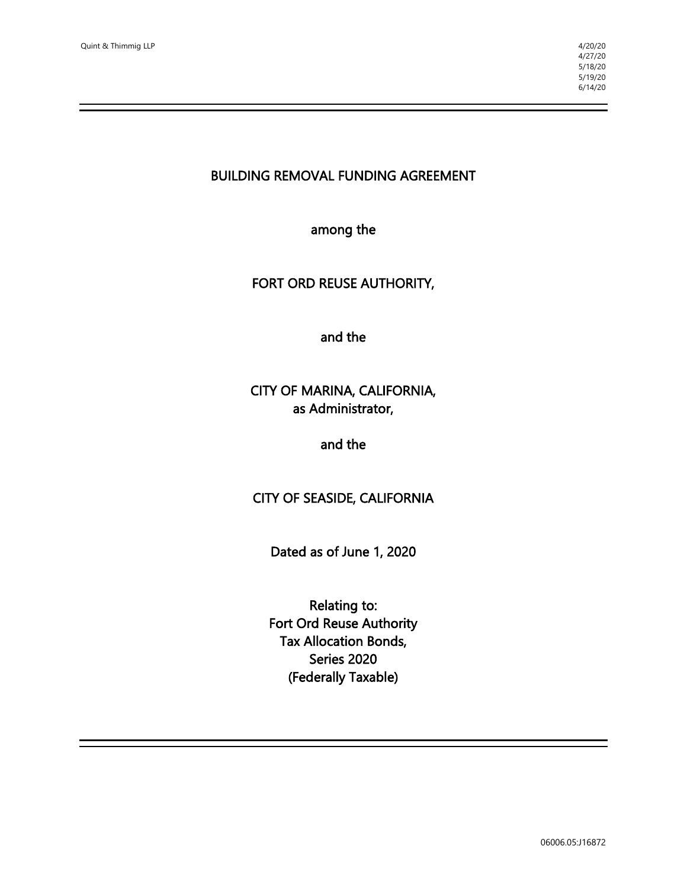Quint & Thimmig LLP

4/20/20
4/27/20
5/18/20
5/19/20
6/14/20

# BUILDING REMOVAL FUNDING AGREEMENT

among the

FORT ORD REUSE AUTHORITY,

and the

CITY OF MARINA, CALIFORNIA,
as Administrator,

and the

CITY OF SEASIDE, CALIFORNIA

Dated as of June 1, 2020

Relating to:
Fort Ord Reuse Authority
Tax Allocation Bonds,
Series 2020
(Federally Taxable)

06006.05:J16872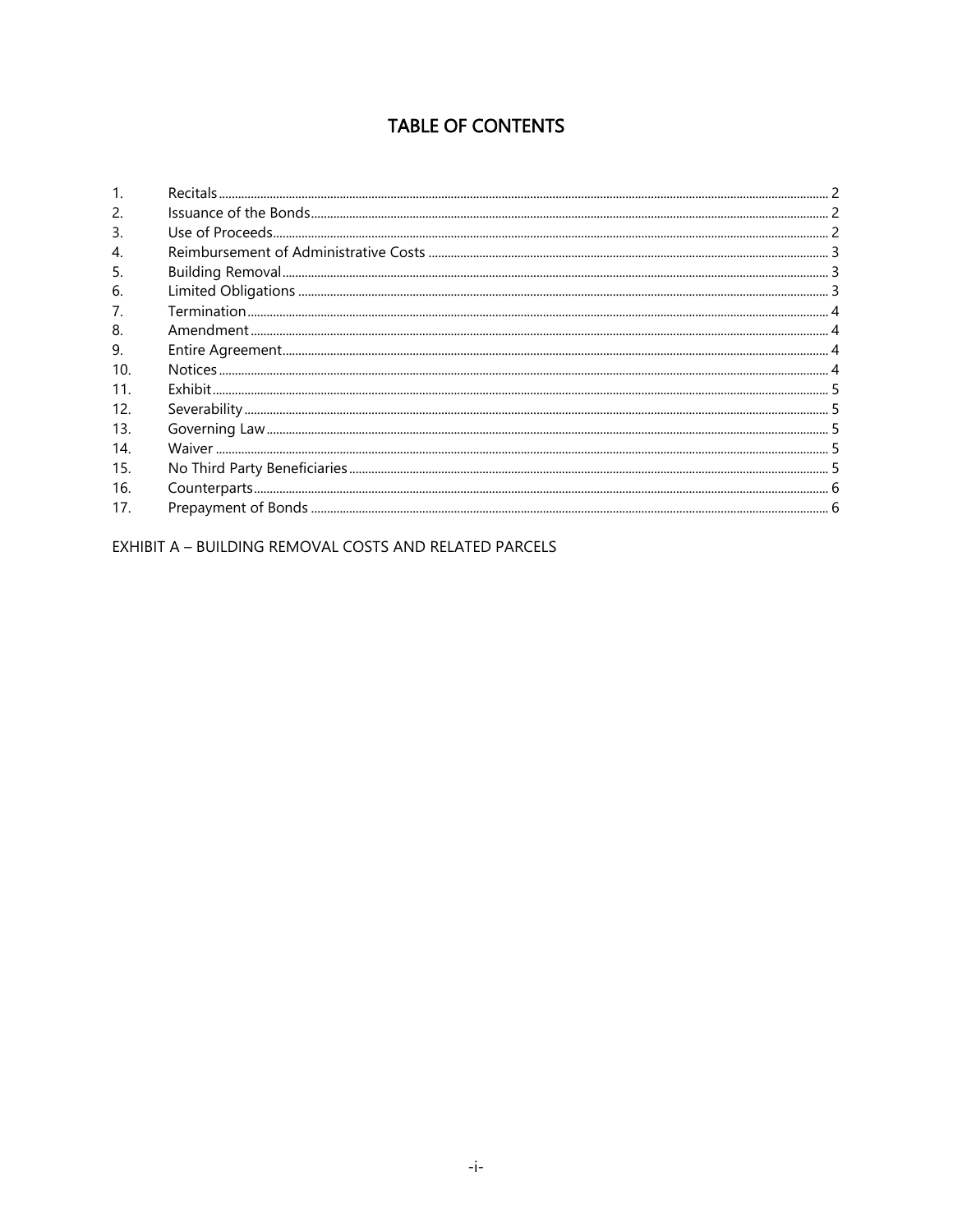# TABLE OF CONTENTS

| | | |
|---|---|---|
| 1. | Recitals | 2 |
| 2. | Issuance of the Bonds | 2 |
| 3. | Use of Proceeds | 2 |
| 4. | Reimbursement of Administrative Costs | 3 |
| 5. | Building Removal | 3 |
| 6. | Limited Obligations | 3 |
| 7. | Termination | 4 |
| 8. | Amendment | 4 |
| 9. | Entire Agreement | 4 |
| 10. | Notices | 4 |
| 11. | Exhibit | 5 |
| 12. | Severability | 5 |
| 13. | Governing Law | 5 |
| 14. | Waiver | 5 |
| 15. | No Third Party Beneficiaries | 5 |
| 16. | Counterparts | 6 |
| 17. | Prepayment of Bonds | 6 |

EXHIBIT A – BUILDING REMOVAL COSTS AND RELATED PARCELS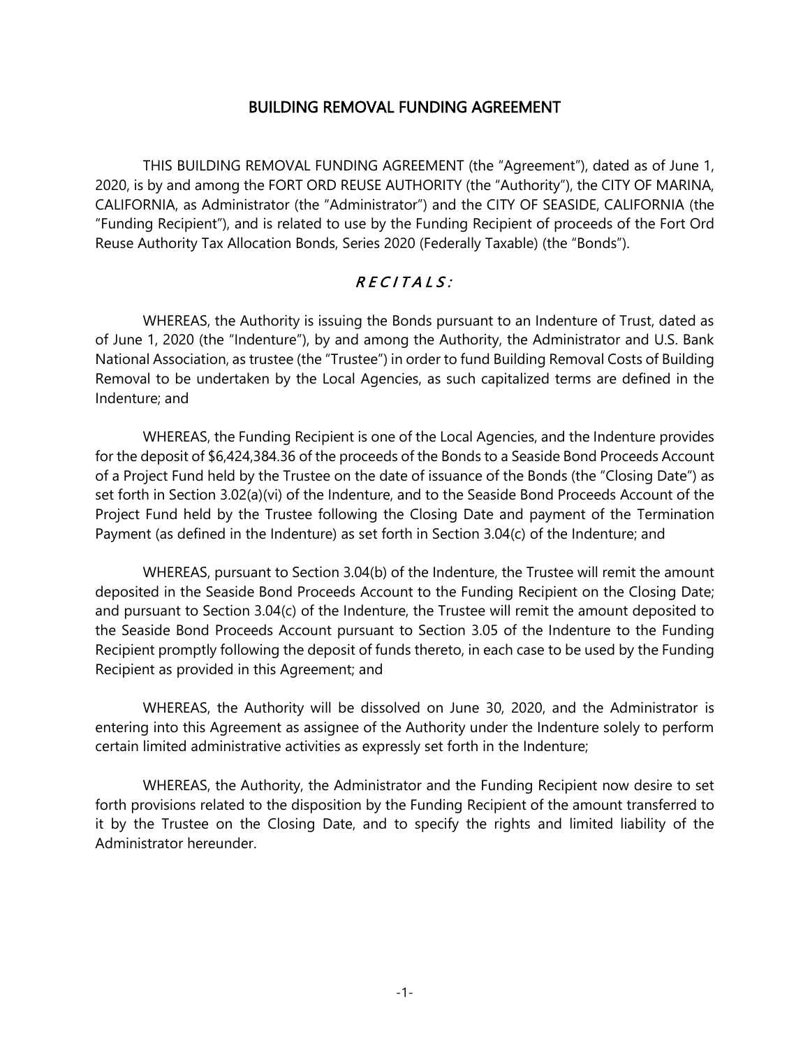# BUILDING REMOVAL FUNDING AGREEMENT

THIS BUILDING REMOVAL FUNDING AGREEMENT (the "Agreement"), dated as of June 1, 2020, is by and among the FORT ORD REUSE AUTHORITY (the "Authority"), the CITY OF MARINA, CALIFORNIA, as Administrator (the "Administrator") and the CITY OF SEASIDE, CALIFORNIA (the "Funding Recipient"), and is related to use by the Funding Recipient of proceeds of the Fort Ord Reuse Authority Tax Allocation Bonds, Series 2020 (Federally Taxable) (the "Bonds").

## *R E C I T A L S :*

WHEREAS, the Authority is issuing the Bonds pursuant to an Indenture of Trust, dated as of June 1, 2020 (the "Indenture"), by and among the Authority, the Administrator and U.S. Bank National Association, as trustee (the "Trustee") in order to fund Building Removal Costs of Building Removal to be undertaken by the Local Agencies, as such capitalized terms are defined in the Indenture; and

WHEREAS, the Funding Recipient is one of the Local Agencies, and the Indenture provides for the deposit of $6,424,384.36 of the proceeds of the Bonds to a Seaside Bond Proceeds Account of a Project Fund held by the Trustee on the date of issuance of the Bonds (the "Closing Date") as set forth in Section 3.02(a)(vi) of the Indenture, and to the Seaside Bond Proceeds Account of the Project Fund held by the Trustee following the Closing Date and payment of the Termination Payment (as defined in the Indenture) as set forth in Section 3.04(c) of the Indenture; and

WHEREAS, pursuant to Section 3.04(b) of the Indenture, the Trustee will remit the amount deposited in the Seaside Bond Proceeds Account to the Funding Recipient on the Closing Date; and pursuant to Section 3.04(c) of the Indenture, the Trustee will remit the amount deposited to the Seaside Bond Proceeds Account pursuant to Section 3.05 of the Indenture to the Funding Recipient promptly following the deposit of funds thereto, in each case to be used by the Funding Recipient as provided in this Agreement; and

WHEREAS, the Authority will be dissolved on June 30, 2020, and the Administrator is entering into this Agreement as assignee of the Authority under the Indenture solely to perform certain limited administrative activities as expressly set forth in the Indenture;

WHEREAS, the Authority, the Administrator and the Funding Recipient now desire to set forth provisions related to the disposition by the Funding Recipient of the amount transferred to it by the Trustee on the Closing Date, and to specify the rights and limited liability of the Administrator hereunder.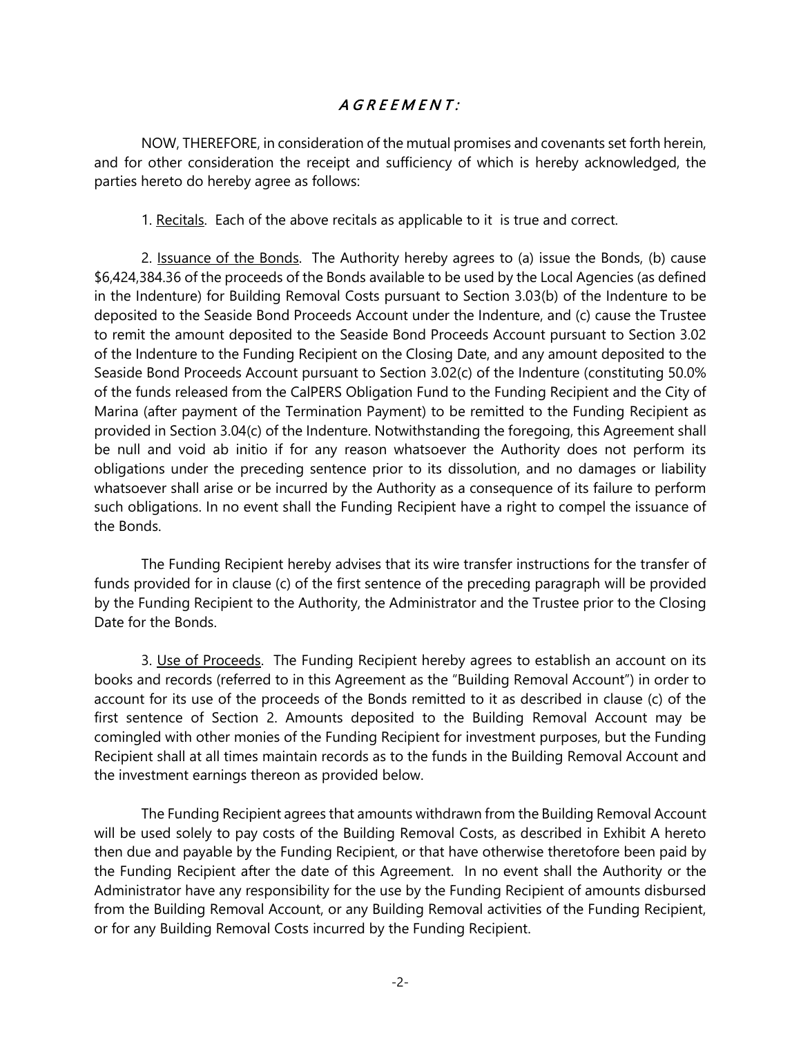## *AGREEMENT:*

NOW, THEREFORE, in consideration of the mutual promises and covenants set forth herein, and for other consideration the receipt and sufficiency of which is hereby acknowledged, the parties hereto do hereby agree as follows:

1. Recitals. Each of the above recitals as applicable to it is true and correct.

2. Issuance of the Bonds. The Authority hereby agrees to (a) issue the Bonds, (b) cause $6,424,384.36 of the proceeds of the Bonds available to be used by the Local Agencies (as defined in the Indenture) for Building Removal Costs pursuant to Section 3.03(b) of the Indenture to be deposited to the Seaside Bond Proceeds Account under the Indenture, and (c) cause the Trustee to remit the amount deposited to the Seaside Bond Proceeds Account pursuant to Section 3.02 of the Indenture to the Funding Recipient on the Closing Date, and any amount deposited to the Seaside Bond Proceeds Account pursuant to Section 3.02(c) of the Indenture (constituting 50.0% of the funds released from the CalPERS Obligation Fund to the Funding Recipient and the City of Marina (after payment of the Termination Payment) to be remitted to the Funding Recipient as provided in Section 3.04(c) of the Indenture. Notwithstanding the foregoing, this Agreement shall be null and void ab initio if for any reason whatsoever the Authority does not perform its obligations under the preceding sentence prior to its dissolution, and no damages or liability whatsoever shall arise or be incurred by the Authority as a consequence of its failure to perform such obligations. In no event shall the Funding Recipient have a right to compel the issuance of the Bonds.

The Funding Recipient hereby advises that its wire transfer instructions for the transfer of funds provided for in clause (c) of the first sentence of the preceding paragraph will be provided by the Funding Recipient to the Authority, the Administrator and the Trustee prior to the Closing Date for the Bonds.

3. Use of Proceeds. The Funding Recipient hereby agrees to establish an account on its books and records (referred to in this Agreement as the "Building Removal Account") in order to account for its use of the proceeds of the Bonds remitted to it as described in clause (c) of the first sentence of Section 2. Amounts deposited to the Building Removal Account may be comingled with other monies of the Funding Recipient for investment purposes, but the Funding Recipient shall at all times maintain records as to the funds in the Building Removal Account and the investment earnings thereon as provided below.

The Funding Recipient agrees that amounts withdrawn from the Building Removal Account will be used solely to pay costs of the Building Removal Costs, as described in Exhibit A hereto then due and payable by the Funding Recipient, or that have otherwise theretofore been paid by the Funding Recipient after the date of this Agreement. In no event shall the Authority or the Administrator have any responsibility for the use by the Funding Recipient of amounts disbursed from the Building Removal Account, or any Building Removal activities of the Funding Recipient, or for any Building Removal Costs incurred by the Funding Recipient.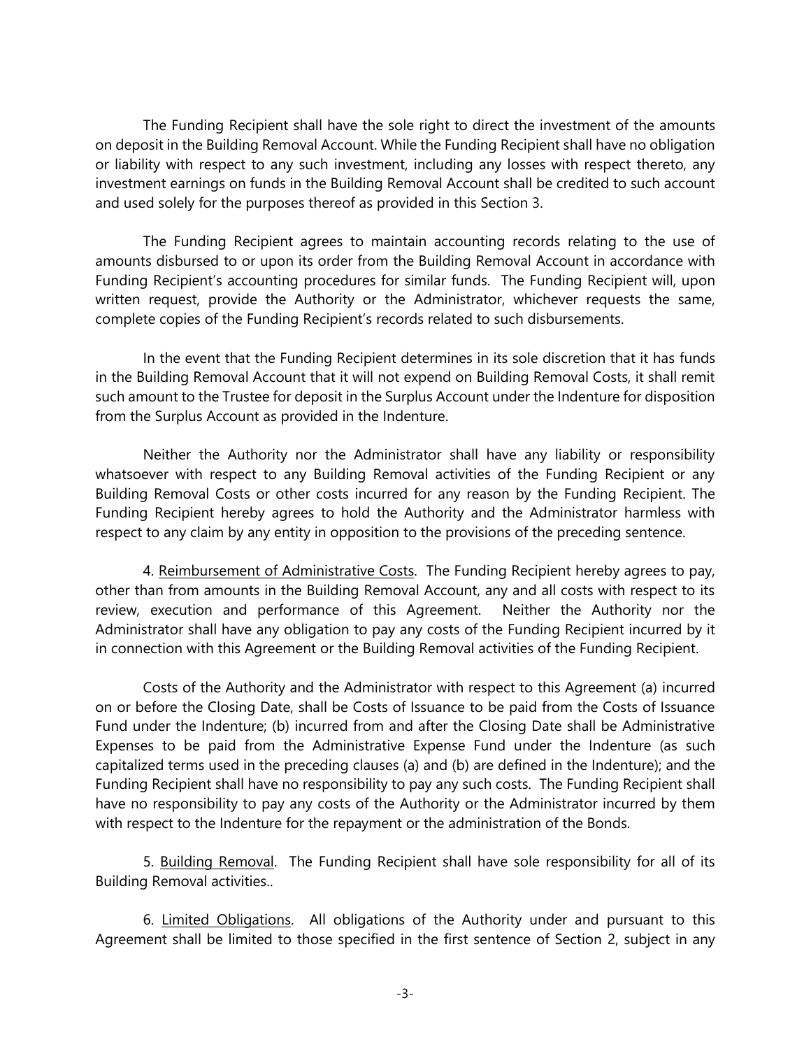The Funding Recipient shall have the sole right to direct the investment of the amounts on deposit in the Building Removal Account. While the Funding Recipient shall have no obligation or liability with respect to any such investment, including any losses with respect thereto, any investment earnings on funds in the Building Removal Account shall be credited to such account and used solely for the purposes thereof as provided in this Section 3.

The Funding Recipient agrees to maintain accounting records relating to the use of amounts disbursed to or upon its order from the Building Removal Account in accordance with Funding Recipient's accounting procedures for similar funds. The Funding Recipient will, upon written request, provide the Authority or the Administrator, whichever requests the same, complete copies of the Funding Recipient's records related to such disbursements.

In the event that the Funding Recipient determines in its sole discretion that it has funds in the Building Removal Account that it will not expend on Building Removal Costs, it shall remit such amount to the Trustee for deposit in the Surplus Account under the Indenture for disposition from the Surplus Account as provided in the Indenture.

Neither the Authority nor the Administrator shall have any liability or responsibility whatsoever with respect to any Building Removal activities of the Funding Recipient or any Building Removal Costs or other costs incurred for any reason by the Funding Recipient. The Funding Recipient hereby agrees to hold the Authority and the Administrator harmless with respect to any claim by any entity in opposition to the provisions of the preceding sentence.

4. Reimbursement of Administrative Costs. The Funding Recipient hereby agrees to pay, other than from amounts in the Building Removal Account, any and all costs with respect to its review, execution and performance of this Agreement. Neither the Authority nor the Administrator shall have any obligation to pay any costs of the Funding Recipient incurred by it in connection with this Agreement or the Building Removal activities of the Funding Recipient.

Costs of the Authority and the Administrator with respect to this Agreement (a) incurred on or before the Closing Date, shall be Costs of Issuance to be paid from the Costs of Issuance Fund under the Indenture; (b) incurred from and after the Closing Date shall be Administrative Expenses to be paid from the Administrative Expense Fund under the Indenture (as such capitalized terms used in the preceding clauses (a) and (b) are defined in the Indenture); and the Funding Recipient shall have no responsibility to pay any such costs. The Funding Recipient shall have no responsibility to pay any costs of the Authority or the Administrator incurred by them with respect to the Indenture for the repayment or the administration of the Bonds.

5. Building Removal. The Funding Recipient shall have sole responsibility for all of its Building Removal activities..

6. Limited Obligations. All obligations of the Authority under and pursuant to this Agreement shall be limited to those specified in the first sentence of Section 2, subject in any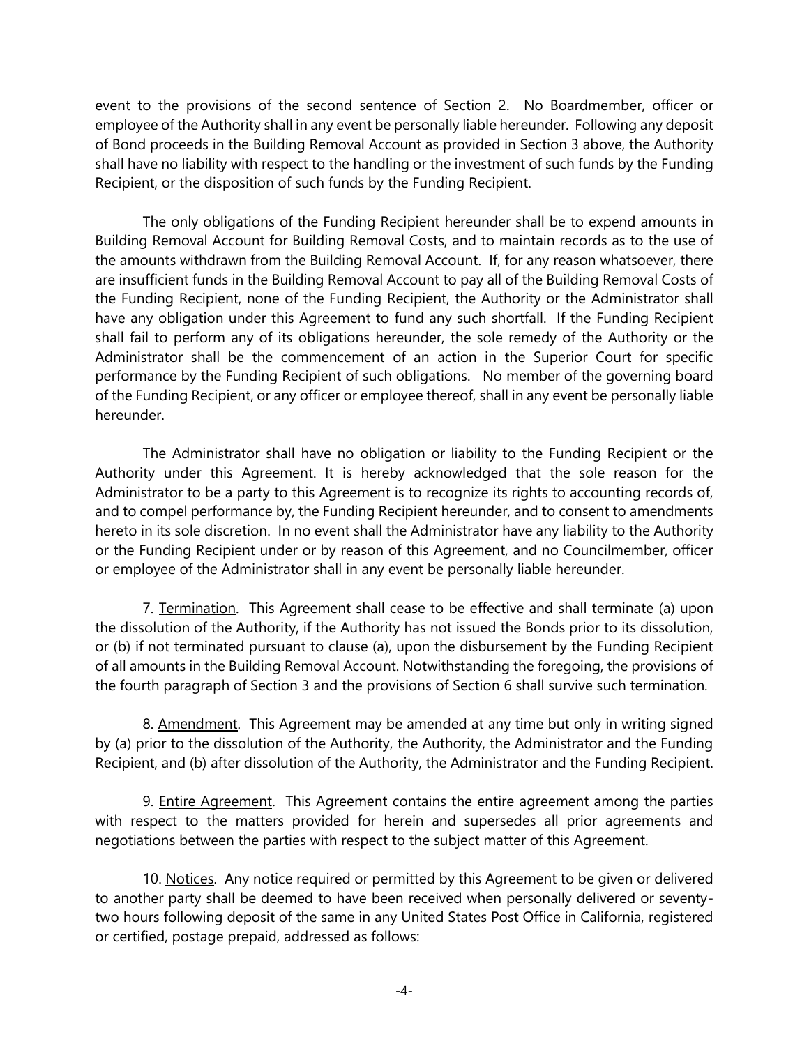event to the provisions of the second sentence of Section 2. No Boardmember, officer or employee of the Authority shall in any event be personally liable hereunder. Following any deposit of Bond proceeds in the Building Removal Account as provided in Section 3 above, the Authority shall have no liability with respect to the handling or the investment of such funds by the Funding Recipient, or the disposition of such funds by the Funding Recipient.

The only obligations of the Funding Recipient hereunder shall be to expend amounts in Building Removal Account for Building Removal Costs, and to maintain records as to the use of the amounts withdrawn from the Building Removal Account. If, for any reason whatsoever, there are insufficient funds in the Building Removal Account to pay all of the Building Removal Costs of the Funding Recipient, none of the Funding Recipient, the Authority or the Administrator shall have any obligation under this Agreement to fund any such shortfall. If the Funding Recipient shall fail to perform any of its obligations hereunder, the sole remedy of the Authority or the Administrator shall be the commencement of an action in the Superior Court for specific performance by the Funding Recipient of such obligations. No member of the governing board of the Funding Recipient, or any officer or employee thereof, shall in any event be personally liable hereunder.

The Administrator shall have no obligation or liability to the Funding Recipient or the Authority under this Agreement. It is hereby acknowledged that the sole reason for the Administrator to be a party to this Agreement is to recognize its rights to accounting records of, and to compel performance by, the Funding Recipient hereunder, and to consent to amendments hereto in its sole discretion. In no event shall the Administrator have any liability to the Authority or the Funding Recipient under or by reason of this Agreement, and no Councilmember, officer or employee of the Administrator shall in any event be personally liable hereunder.

7. Termination. This Agreement shall cease to be effective and shall terminate (a) upon the dissolution of the Authority, if the Authority has not issued the Bonds prior to its dissolution, or (b) if not terminated pursuant to clause (a), upon the disbursement by the Funding Recipient of all amounts in the Building Removal Account. Notwithstanding the foregoing, the provisions of the fourth paragraph of Section 3 and the provisions of Section 6 shall survive such termination.

8. Amendment. This Agreement may be amended at any time but only in writing signed by (a) prior to the dissolution of the Authority, the Authority, the Administrator and the Funding Recipient, and (b) after dissolution of the Authority, the Administrator and the Funding Recipient.

9. Entire Agreement. This Agreement contains the entire agreement among the parties with respect to the matters provided for herein and supersedes all prior agreements and negotiations between the parties with respect to the subject matter of this Agreement.

10. Notices. Any notice required or permitted by this Agreement to be given or delivered to another party shall be deemed to have been received when personally delivered or seventy-two hours following deposit of the same in any United States Post Office in California, registered or certified, postage prepaid, addressed as follows: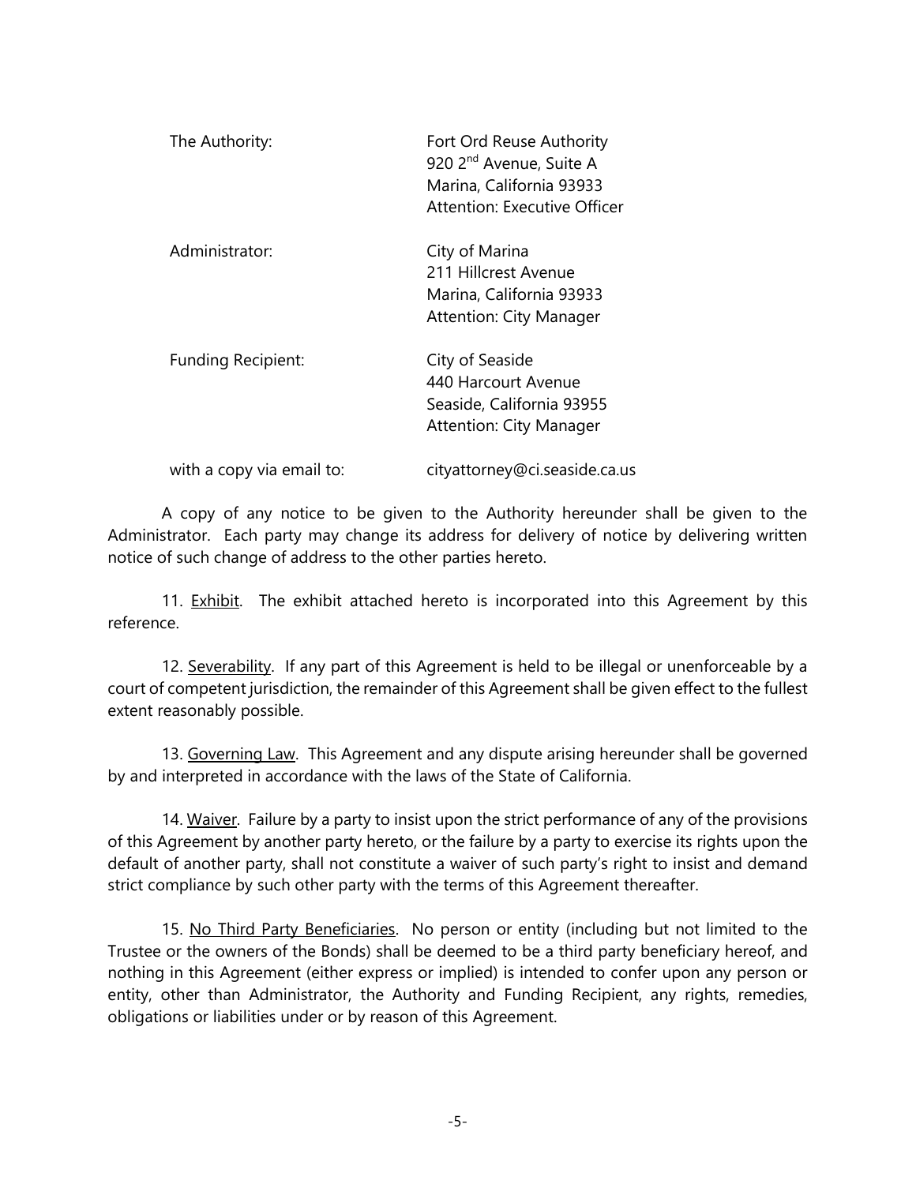| | |
|---|---|
| The Authority: | Fort Ord Reuse Authority<br>920 2nd Avenue, Suite A<br>Marina, California 93933<br>Attention: Executive Officer |
| Administrator: | City of Marina<br>211 Hillcrest Avenue<br>Marina, California 93933<br>Attention: City Manager |
| Funding Recipient: | City of Seaside<br>440 Harcourt Avenue<br>Seaside, California 93955<br>Attention: City Manager |
| with a copy via email to: | cityattorney@ci.seaside.ca.us |

A copy of any notice to be given to the Authority hereunder shall be given to the Administrator. Each party may change its address for delivery of notice by delivering written notice of such change of address to the other parties hereto.

11. <u>Exhibit</u>. The exhibit attached hereto is incorporated into this Agreement by this reference.

12. <u>Severability</u>. If any part of this Agreement is held to be illegal or unenforceable by a court of competent jurisdiction, the remainder of this Agreement shall be given effect to the fullest extent reasonably possible.

13. <u>Governing Law</u>. This Agreement and any dispute arising hereunder shall be governed by and interpreted in accordance with the laws of the State of California.

14. <u>Waiver</u>. Failure by a party to insist upon the strict performance of any of the provisions of this Agreement by another party hereto, or the failure by a party to exercise its rights upon the default of another party, shall not constitute a waiver of such party's right to insist and demand strict compliance by such other party with the terms of this Agreement thereafter.

15. <u>No Third Party Beneficiaries</u>. No person or entity (including but not limited to the Trustee or the owners of the Bonds) shall be deemed to be a third party beneficiary hereof, and nothing in this Agreement (either express or implied) is intended to confer upon any person or entity, other than Administrator, the Authority and Funding Recipient, any rights, remedies, obligations or liabilities under or by reason of this Agreement.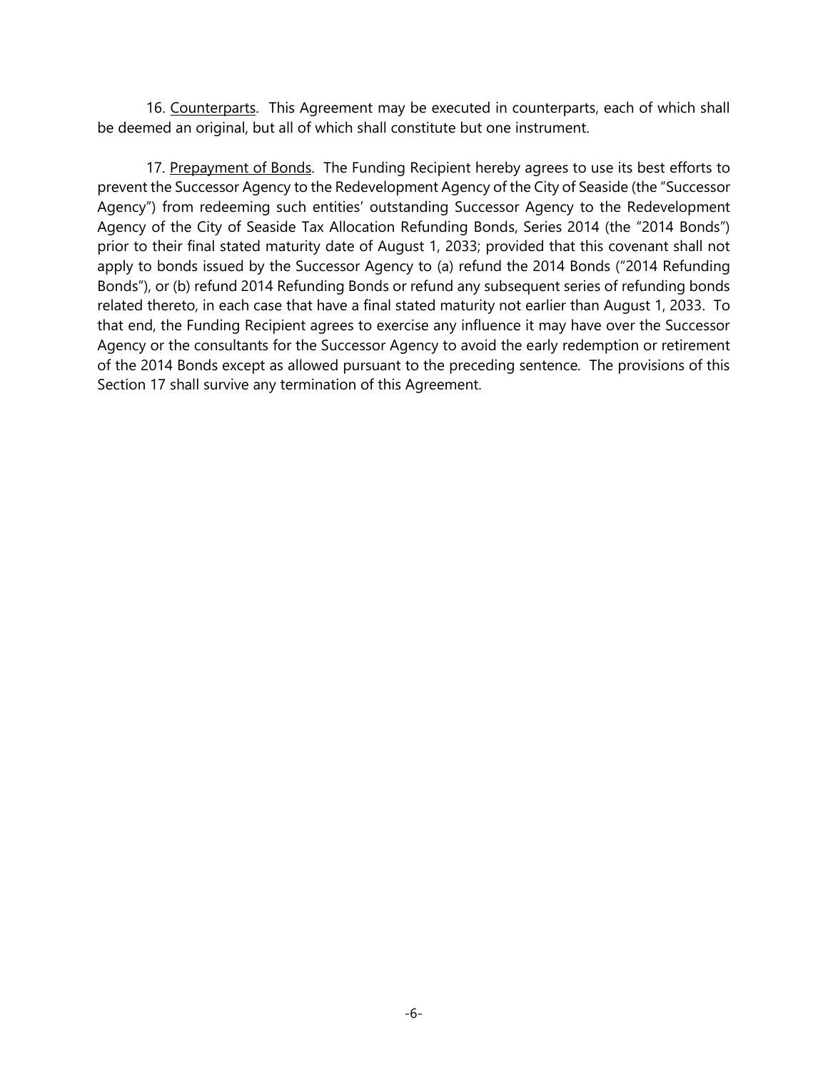16. <u>Counterparts</u>. This Agreement may be executed in counterparts, each of which shall be deemed an original, but all of which shall constitute but one instrument.

17. <u>Prepayment of Bonds</u>. The Funding Recipient hereby agrees to use its best efforts to prevent the Successor Agency to the Redevelopment Agency of the City of Seaside (the "Successor Agency") from redeeming such entities' outstanding Successor Agency to the Redevelopment Agency of the City of Seaside Tax Allocation Refunding Bonds, Series 2014 (the "2014 Bonds") prior to their final stated maturity date of August 1, 2033; provided that this covenant shall not apply to bonds issued by the Successor Agency to (a) refund the 2014 Bonds ("2014 Refunding Bonds"), or (b) refund 2014 Refunding Bonds or refund any subsequent series of refunding bonds related thereto, in each case that have a final stated maturity not earlier than August 1, 2033. To that end, the Funding Recipient agrees to exercise any influence it may have over the Successor Agency or the consultants for the Successor Agency to avoid the early redemption or retirement of the 2014 Bonds except as allowed pursuant to the preceding sentence. The provisions of this Section 17 shall survive any termination of this Agreement.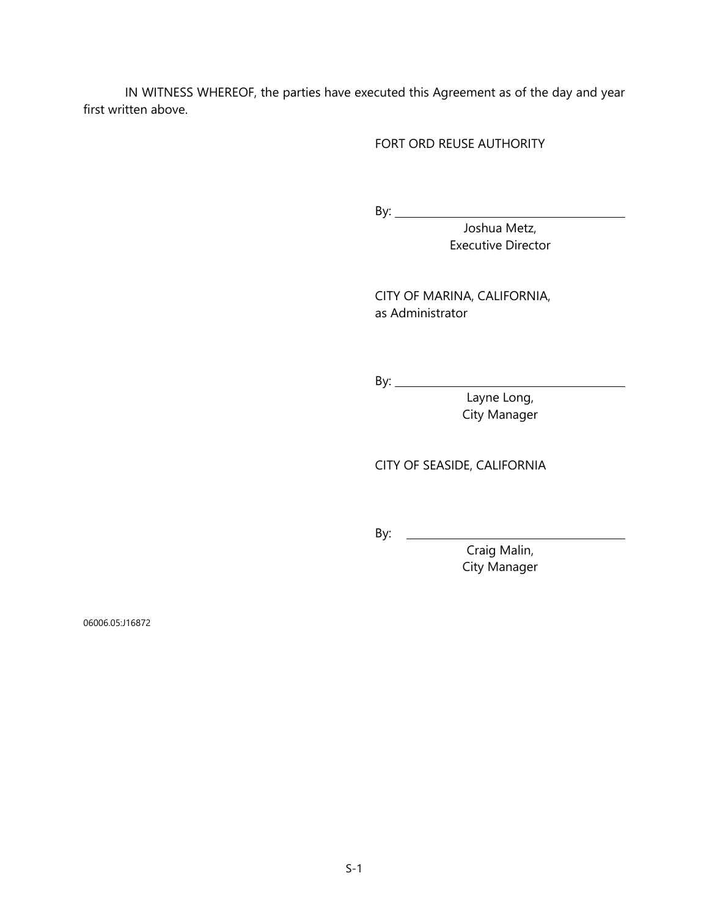IN WITNESS WHEREOF, the parties have executed this Agreement as of the day and year first written above.

FORT ORD REUSE AUTHORITY

By: ______________________________
Joshua Metz,
Executive Director

CITY OF MARINA, CALIFORNIA,
as Administrator

By: ______________________________
Layne Long,
City Manager

CITY OF SEASIDE, CALIFORNIA

By: ______________________________
Craig Malin,
City Manager

06006.05:J16872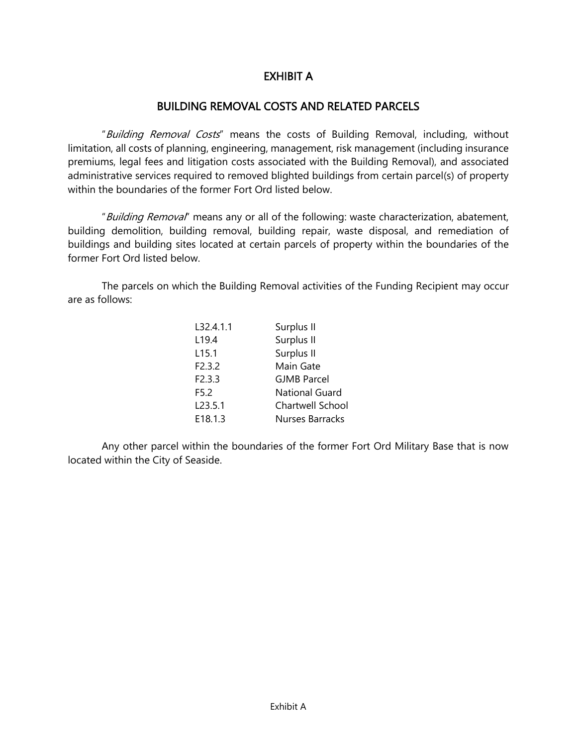# EXHIBIT A

## BUILDING REMOVAL COSTS AND RELATED PARCELS

"*Building Removal Costs*" means the costs of Building Removal, including, without limitation, all costs of planning, engineering, management, risk management (including insurance premiums, legal fees and litigation costs associated with the Building Removal), and associated administrative services required to removed blighted buildings from certain parcel(s) of property within the boundaries of the former Fort Ord listed below.

"*Building Removal*" means any or all of the following: waste characterization, abatement, building demolition, building removal, building repair, waste disposal, and remediation of buildings and building sites located at certain parcels of property within the boundaries of the former Fort Ord listed below.

The parcels on which the Building Removal activities of the Funding Recipient may occur are as follows:

| | |
|---|---|
| L32.4.1.1 | Surplus II |
| L19.4 | Surplus II |
| L15.1 | Surplus II |
| F2.3.2 | Main Gate |
| F2.3.3 | GJMB Parcel |
| F5.2 | National Guard |
| L23.5.1 | Chartwell School |
| E18.1.3 | Nurses Barracks |

Any other parcel within the boundaries of the former Fort Ord Military Base that is now located within the City of Seaside.